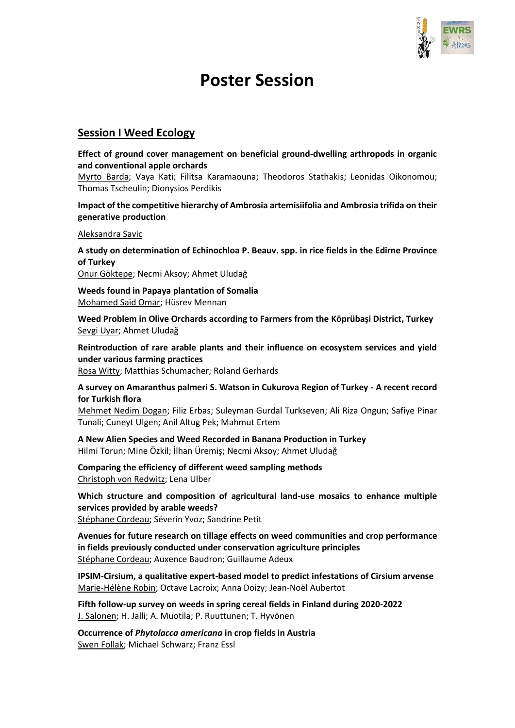# Poster Session

## Session I Weed Ecology

**Effect of ground cover management on beneficial ground-dwelling arthropods in organic and conventional apple orchards**
Myrto Barda; Vaya Kati; Filitsa Karamaouna; Theodoros Stathakis; Leonidas Oikonomou; Thomas Tscheulin; Dionysios Perdikis

**Impact of the competitive hierarchy of Ambrosia artemisiifolia and Ambrosia trifida on their generative production**

Aleksandra Savic

**A study on determination of Echinochloa P. Beauv. spp. in rice fields in the Edirne Province of Turkey**
Onur Göktepe; Necmi Aksoy; Ahmet Uludağ

**Weeds found in Papaya plantation of Somalia**
Mohamed Said Omar; Hüsrev Mennan

**Weed Problem in Olive Orchards according to Farmers from the Köprübaşi District, Turkey**
Sevgi Uyar; Ahmet Uludağ

**Reintroduction of rare arable plants and their influence on ecosystem services and yield under various farming practices**
Rosa Witty; Matthias Schumacher; Roland Gerhards

**A survey on Amaranthus palmeri S. Watson in Cukurova Region of Turkey - A recent record for Turkish flora**
Mehmet Nedim Dogan; Filiz Erbas; Suleyman Gurdal Turkseven; Ali Riza Ongun; Safiye Pinar Tunali; Cuneyt Ulgen; Anil Altug Pek; Mahmut Ertem

**A New Alien Species and Weed Recorded in Banana Production in Turkey**
Hilmi Torun; Mine Özkil; İlhan Üremiş; Necmi Aksoy; Ahmet Uludağ

**Comparing the efficiency of different weed sampling methods**
Christoph von Redwitz; Lena Ulber

**Which structure and composition of agricultural land-use mosaics to enhance multiple services provided by arable weeds?**
Stéphane Cordeau; Séverin Yvoz; Sandrine Petit

**Avenues for future research on tillage effects on weed communities and crop performance in fields previously conducted under conservation agriculture principles**
Stéphane Cordeau; Auxence Baudron; Guillaume Adeux

**IPSIM-Cirsium, a qualitative expert-based model to predict infestations of Cirsium arvense**
Marie-Hélène Robin; Octave Lacroix; Anna Doizy; Jean-Noël Aubertot

**Fifth follow-up survey on weeds in spring cereal fields in Finland during 2020-2022**
J. Salonen; H. Jalli; A. Muotila; P. Ruuttunen; T. Hyvönen

**Occurrence of *Phytolacca americana* in crop fields in Austria**
Swen Follak; Michael Schwarz; Franz Essl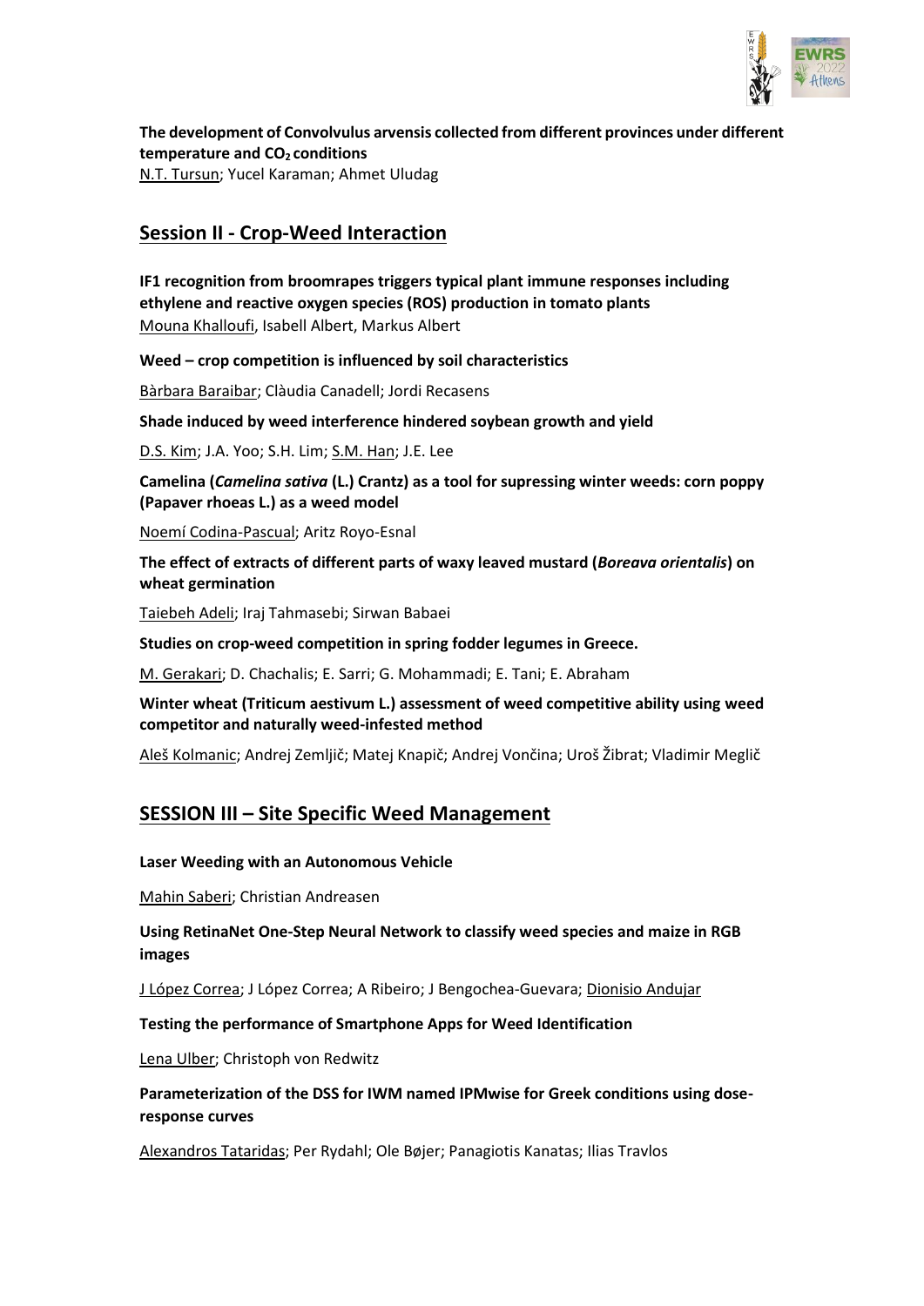**The development of Convolvulus arvensis collected from different provinces under different temperature and $CO_2$ conditions**

N.T. Tursun; Yucel Karaman; Ahmet Uludag

## Session II - Crop-Weed Interaction

**IF1 recognition from broomrapes triggers typical plant immune responses including ethylene and reactive oxygen species (ROS) production in tomato plants**

Mouna Khalloufi, Isabell Albert, Markus Albert

**Weed – crop competition is influenced by soil characteristics**

Bàrbara Baraibar; Clàudia Canadell; Jordi Recasens

**Shade induced by weed interference hindered soybean growth and yield**

D.S. Kim; J.A. Yoo; S.H. Lim; S.M. Han; J.E. Lee

**Camelina (*Camelina sativa* (L.) Crantz) as a tool for supressing winter weeds: corn poppy (Papaver rhoeas L.) as a weed model**

Noemí Codina-Pascual; Aritz Royo-Esnal

**The effect of extracts of different parts of waxy leaved mustard (*Boreava orientalis*) on wheat germination**

Taiebeh Adeli; Iraj Tahmasebi; Sirwan Babaei

**Studies on crop-weed competition in spring fodder legumes in Greece.**

M. Gerakari; D. Chachalis; E. Sarri; G. Mohammadi; E. Tani; E. Abraham

**Winter wheat (Triticum aestivum L.) assessment of weed competitive ability using weed competitor and naturally weed-infested method**

Aleš Kolmanic; Andrej Zemljič; Matej Knapič; Andrej Vončina; Uroš Žibrat; Vladimir Meglič

## SESSION III – Site Specific Weed Management

**Laser Weeding with an Autonomous Vehicle**

Mahin Saberi; Christian Andreasen

**Using RetinaNet One-Step Neural Network to classify weed species and maize in RGB images**

J López Correa; J López Correa; A Ribeiro; J Bengochea-Guevara; Dionisio Andujar

**Testing the performance of Smartphone Apps for Weed Identification**

Lena Ulber; Christoph von Redwitz

**Parameterization of the DSS for IWM named IPMwise for Greek conditions using dose-response curves**

Alexandros Tataridas; Per Rydahl; Ole Bøjer; Panagiotis Kanatas; Ilias Travlos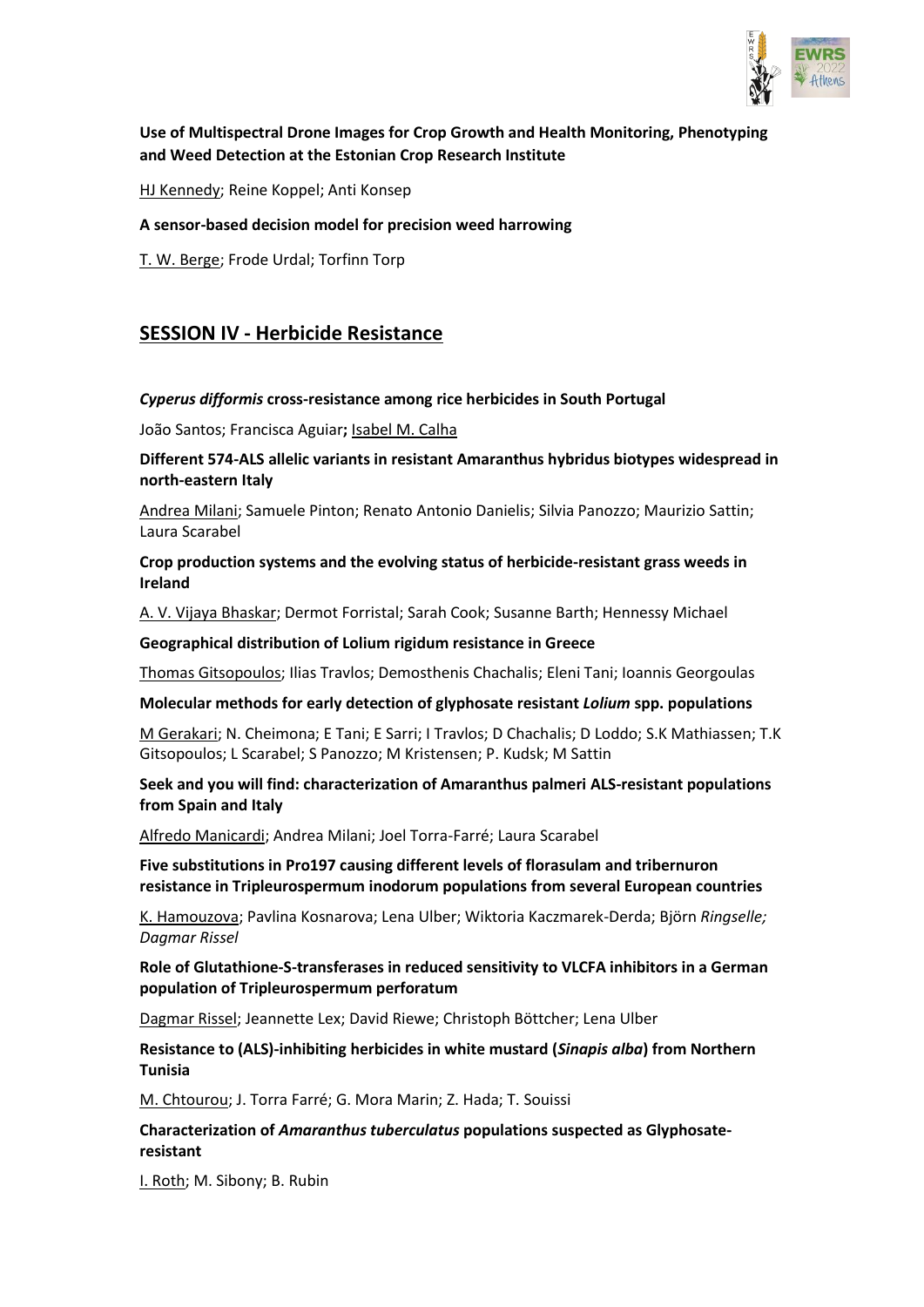**Use of Multispectral Drone Images for Crop Growth and Health Monitoring, Phenotyping and Weed Detection at the Estonian Crop Research Institute**

HJ Kennedy; Reine Koppel; Anti Konsep

**A sensor-based decision model for precision weed harrowing**

T. W. Berge; Frode Urdal; Torfinn Torp

## SESSION IV - Herbicide Resistance

***Cyperus difformis* cross-resistance among rice herbicides in South Portugal**

João Santos; Francisca Aguiar**;** Isabel M. Calha

**Different 574-ALS allelic variants in resistant Amaranthus hybridus biotypes widespread in north-eastern Italy**

Andrea Milani; Samuele Pinton; Renato Antonio Danielis; Silvia Panozzo; Maurizio Sattin; Laura Scarabel

**Crop production systems and the evolving status of herbicide-resistant grass weeds in Ireland**

A. V. Vijaya Bhaskar; Dermot Forristal; Sarah Cook; Susanne Barth; Hennessy Michael

**Geographical distribution of Lolium rigidum resistance in Greece**

Thomas Gitsopoulos; Ilias Travlos; Demosthenis Chachalis; Eleni Tani; Ioannis Georgoulas

**Molecular methods for early detection of glyphosate resistant *Lolium* spp. populations**

M Gerakari; N. Cheimona; E Tani; E Sarri; I Travlos; D Chachalis; D Loddo; S.K Mathiassen; T.K Gitsopoulos; L Scarabel; S Panozzo; M Kristensen; P. Kudsk; M Sattin

**Seek and you will find: characterization of Amaranthus palmeri ALS-resistant populations from Spain and Italy**

Alfredo Manicardi; Andrea Milani; Joel Torra-Farré; Laura Scarabel

**Five substitutions in Pro197 causing different levels of florasulam and tribernuron resistance in Tripleurospermum inodorum populations from several European countries**

K. Hamouzova; Pavlina Kosnarova; Lena Ulber; Wiktoria Kaczmarek-Derda; Björn *Ringselle; Dagmar Rissel*

**Role of Glutathione-S-transferases in reduced sensitivity to VLCFA inhibitors in a German population of Tripleurospermum perforatum**

Dagmar Rissel; Jeannette Lex; David Riewe; Christoph Böttcher; Lena Ulber

**Resistance to (ALS)-inhibiting herbicides in white mustard (*Sinapis alba*) from Northern Tunisia**

M. Chtourou; J. Torra Farré; G. Mora Marin; Z. Hada; T. Souissi

**Characterization of *Amaranthus tuberculatus* populations suspected as Glyphosate-resistant**

I. Roth; M. Sibony; B. Rubin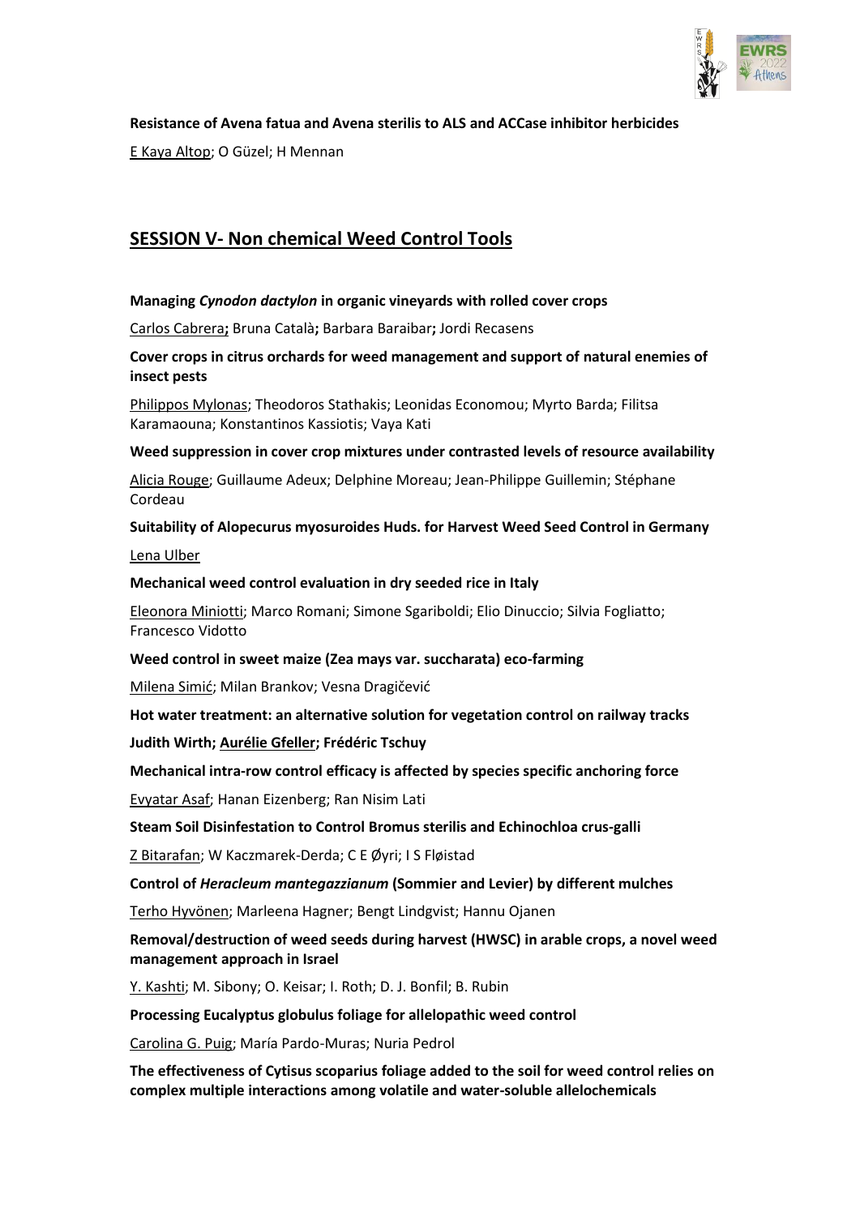**Resistance of Avena fatua and Avena sterilis to ALS and ACCase inhibitor herbicides**

E Kaya Altop; O Güzel; H Mennan

## SESSION V- Non chemical Weed Control Tools

**Managing *Cynodon dactylon* in organic vineyards with rolled cover crops**

Carlos Cabrera**;** Bruna Català**;** Barbara Baraibar**;** Jordi Recasens

**Cover crops in citrus orchards for weed management and support of natural enemies of insect pests**

Philippos Mylonas; Theodoros Stathakis; Leonidas Economou; Myrto Barda; Filitsa Karamaouna; Konstantinos Kassiotis; Vaya Kati

**Weed suppression in cover crop mixtures under contrasted levels of resource availability**

Alicia Rouge; Guillaume Adeux; Delphine Moreau; Jean-Philippe Guillemin; Stéphane Cordeau

**Suitability of Alopecurus myosuroides Huds. for Harvest Weed Seed Control in Germany**

Lena Ulber

**Mechanical weed control evaluation in dry seeded rice in Italy**

Eleonora Miniotti; Marco Romani; Simone Sgariboldi; Elio Dinuccio; Silvia Fogliatto; Francesco Vidotto

**Weed control in sweet maize (Zea mays var. succharata) eco-farming**

Milena Simić; Milan Brankov; Vesna Dragičević

**Hot water treatment: an alternative solution for vegetation control on railway tracks**

**Judith Wirth; Aurélie Gfeller; Frédéric Tschuy**

**Mechanical intra-row control efficacy is affected by species specific anchoring force**

Evyatar Asaf; Hanan Eizenberg; Ran Nisim Lati

**Steam Soil Disinfestation to Control Bromus sterilis and Echinochloa crus-galli**

Z Bitarafan; W Kaczmarek-Derda; C E Øyri; I S Fløistad

**Control of *Heracleum mantegazzianum* (Sommier and Levier) by different mulches**

Terho Hyvönen; Marleena Hagner; Bengt Lindqvist; Hannu Ojanen

**Removal/destruction of weed seeds during harvest (HWSC) in arable crops, a novel weed management approach in Israel**

Y. Kashti; M. Sibony; O. Keisar; I. Roth; D. J. Bonfil; B. Rubin

**Processing Eucalyptus globulus foliage for allelopathic weed control**

Carolina G. Puig; María Pardo-Muras; Nuria Pedrol

**The effectiveness of Cytisus scoparius foliage added to the soil for weed control relies on complex multiple interactions among volatile and water-soluble allelochemicals**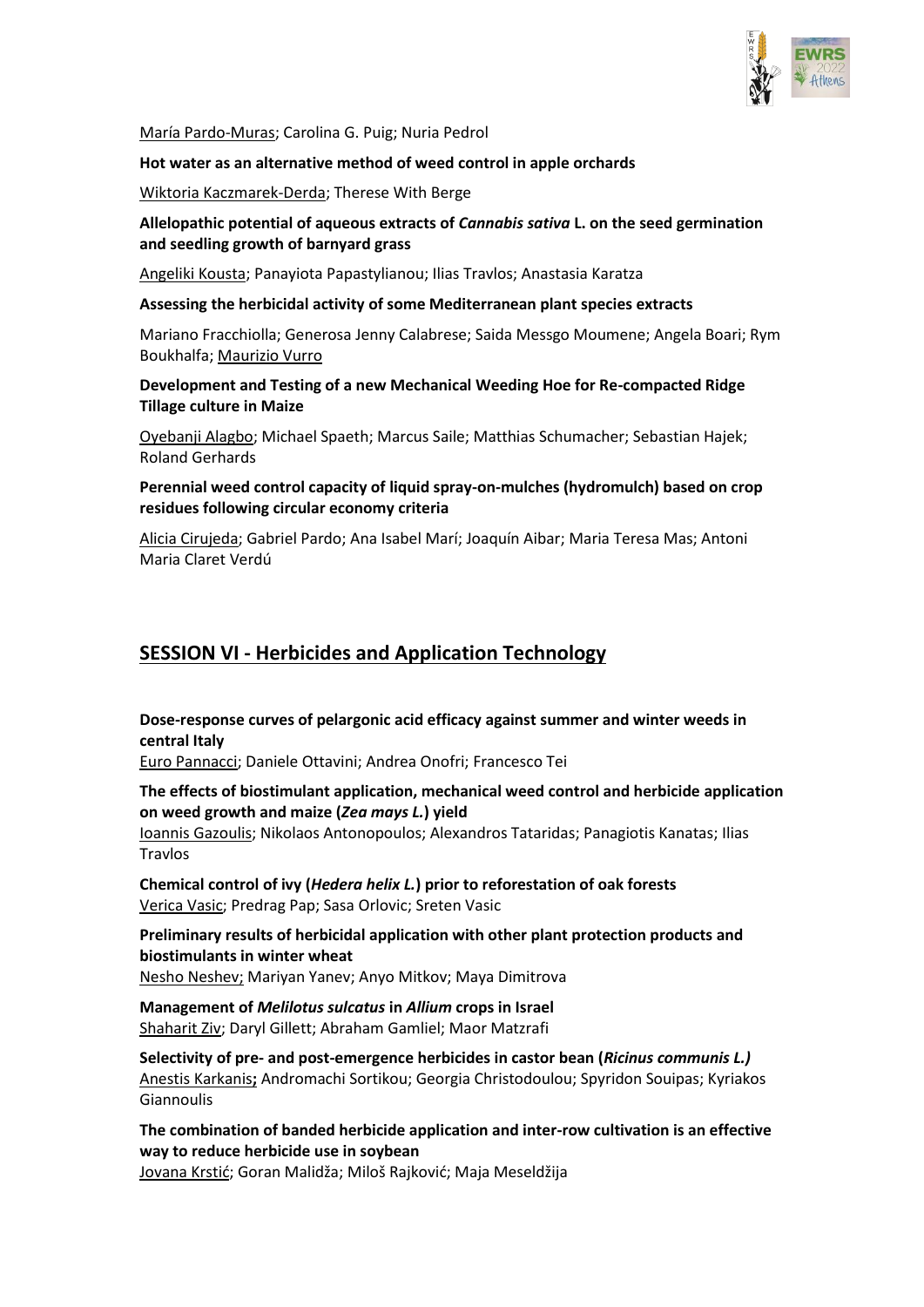<u>María Pardo-Muras</u>; Carolina G. Puig; Nuria Pedrol

**Hot water as an alternative method of weed control in apple orchards**

<u>Wiktoria Kaczmarek-Derda</u>; Therese With Berge

**Allelopathic potential of aqueous extracts of *Cannabis sativa* L. on the seed germination and seedling growth of barnyard grass**

<u>Angeliki Kousta</u>; Panayiota Papastylianou; Ilias Travlos; Anastasia Karatza

**Assessing the herbicidal activity of some Mediterranean plant species extracts**

Mariano Fracchiolla; Generosa Jenny Calabrese; Saida Messgo Moumene; Angela Boari; Rym Boukhalfa; <u>Maurizio Vurro</u>

**Development and Testing of a new Mechanical Weeding Hoe for Re-compacted Ridge Tillage culture in Maize**

<u>Oyebanji Alagbo</u>; Michael Spaeth; Marcus Saile; Matthias Schumacher; Sebastian Hajek; Roland Gerhards

**Perennial weed control capacity of liquid spray-on-mulches (hydromulch) based on crop residues following circular economy criteria**

<u>Alicia Cirujeda</u>; Gabriel Pardo; Ana Isabel Marí; Joaquín Aibar; Maria Teresa Mas; Antoni Maria Claret Verdú

## SESSION VI - Herbicides and Application Technology

**Dose-response curves of pelargonic acid efficacy against summer and winter weeds in central Italy**
<u>Euro Pannacci</u>; Daniele Ottavini; Andrea Onofri; Francesco Tei

**The effects of biostimulant application, mechanical weed control and herbicide application on weed growth and maize (*Zea mays L.*) yield**
<u>Ioannis Gazoulis</u>; Nikolaos Antonopoulos; Alexandros Tataridas; Panagiotis Kanatas; Ilias Travlos

**Chemical control of ivy (*Hedera helix L.*) prior to reforestation of oak forests**
<u>Verica Vasic</u>; Predrag Pap; Sasa Orlovic; Sreten Vasic

**Preliminary results of herbicidal application with other plant protection products and biostimulants in winter wheat**
<u>Nesho Neshev;</u> Mariyan Yanev; Anyo Mitkov; Maya Dimitrova

**Management of *Melilotus sulcatus* in *Allium* crops in Israel**
<u>Shaharit Ziv</u>; Daryl Gillett; Abraham Gamliel; Maor Matzrafi

**Selectivity of pre- and post-emergence herbicides in castor bean (*Ricinus communis L.)***
<u>Anestis Karkanis</u>**;** Andromachi Sortikou; Georgia Christodoulou; Spyridon Souipas; Kyriakos Giannoulis

**The combination of banded herbicide application and inter-row cultivation is an effective way to reduce herbicide use in soybean**
<u>Jovana Krstić</u>; Goran Malidža; Miloš Rajković; Maja Meseldžija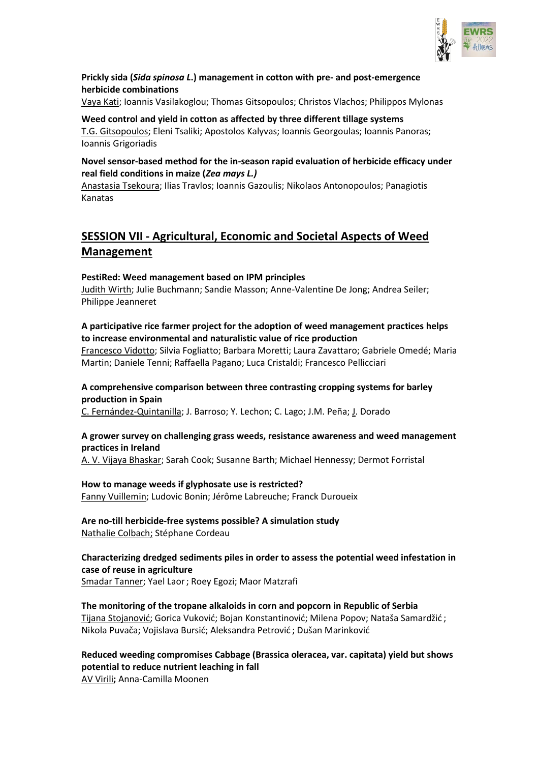**Prickly sida (*Sida spinosa L.*) management in cotton with pre- and post-emergence herbicide combinations**
Vaya Kati; Ioannis Vasilakoglou; Thomas Gitsopoulos; Christos Vlachos; Philippos Mylonas

**Weed control and yield in cotton as affected by three different tillage systems**
T.G. Gitsopoulos; Eleni Tsaliki; Apostolos Kalyvas; Ioannis Georgoulas; Ioannis Panoras; Ioannis Grigoriadis

**Novel sensor-based method for the in-season rapid evaluation of herbicide efficacy under real field conditions in maize (*Zea mays L.)***
Anastasia Tsekoura; Ilias Travlos; Ioannis Gazoulis; Nikolaos Antonopoulos; Panagiotis Kanatas

## SESSION VII - Agricultural, Economic and Societal Aspects of Weed Management

**PestiRed: Weed management based on IPM principles**
Judith Wirth; Julie Buchmann; Sandie Masson; Anne-Valentine De Jong; Andrea Seiler; Philippe Jeanneret

**A participative rice farmer project for the adoption of weed management practices helps to increase environmental and naturalistic value of rice production**
Francesco Vidotto; Silvia Fogliatto; Barbara Moretti; Laura Zavattaro; Gabriele Omedé; Maria Martin; Daniele Tenni; Raffaella Pagano; Luca Cristaldi; Francesco Pellicciari

**A comprehensive comparison between three contrasting cropping systems for barley production in Spain**
C. Fernández-Quintanilla; J. Barroso; Y. Lechon; C. Lago; J.M. Peña; J. Dorado

**A grower survey on challenging grass weeds, resistance awareness and weed management practices in Ireland**
A. V. Vijaya Bhaskar; Sarah Cook; Susanne Barth; Michael Hennessy; Dermot Forristal

**How to manage weeds if glyphosate use is restricted?**
Fanny Vuillemin; Ludovic Bonin; Jérôme Labreuche; Franck Duroueix

**Are no-till herbicide-free systems possible? A simulation study**
Nathalie Colbach; Stéphane Cordeau

**Characterizing dredged sediments piles in order to assess the potential weed infestation in case of reuse in agriculture**
Smadar Tanner; Yael Laor; Roey Egozi; Maor Matzrafi

**The monitoring of the tropane alkaloids in corn and popcorn in Republic of Serbia**
Tijana Stojanović; Gorica Vuković; Bojan Konstantinović; Milena Popov; Nataša Samardžić; Nikola Puvača; Vojislava Bursić; Aleksandra Petrović; Dušan Marinković

**Reduced weeding compromises Cabbage (Brassica oleracea, var. capitata) yield but shows potential to reduce nutrient leaching in fall**
AV Virili**;** Anna-Camilla Moonen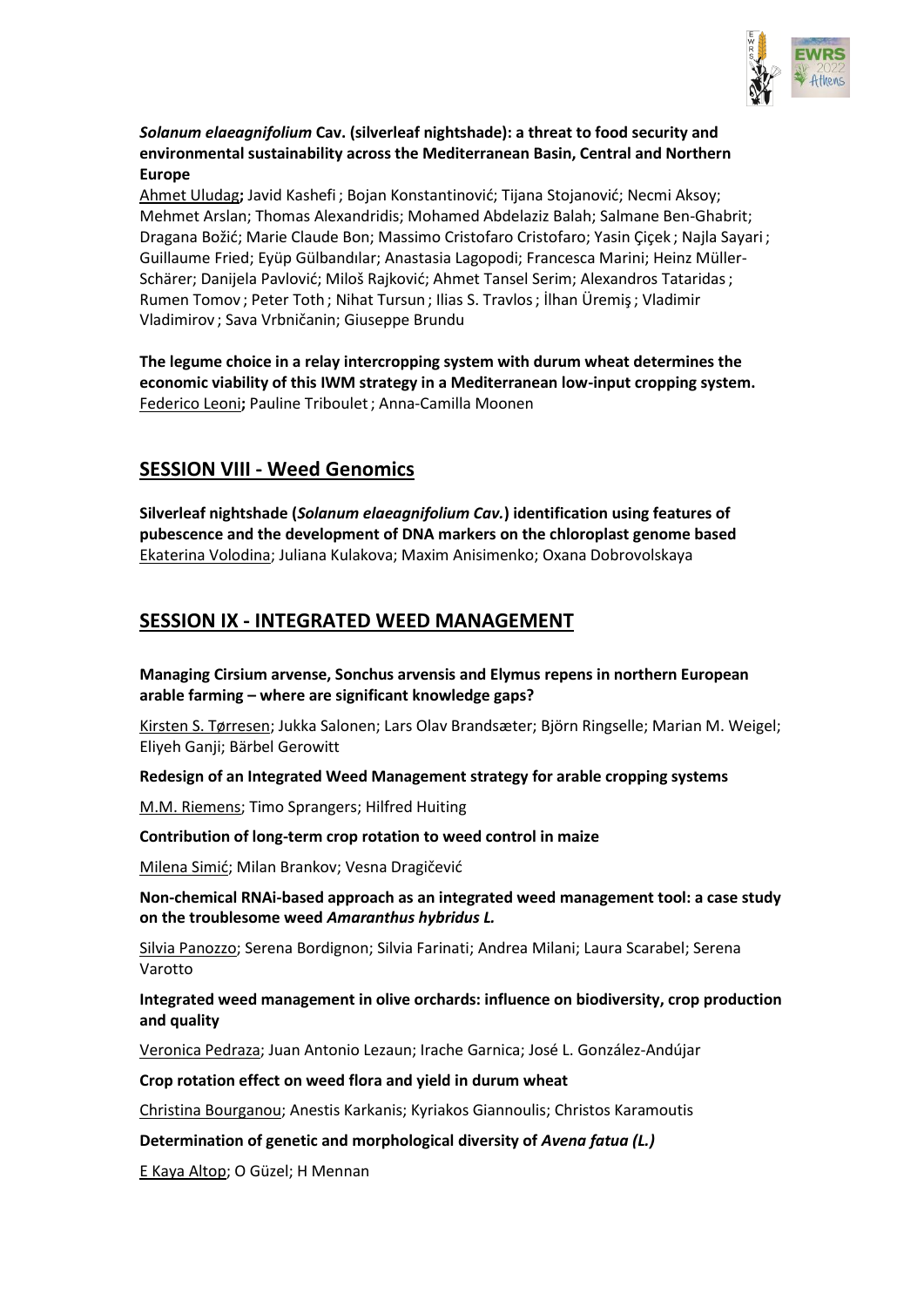***Solanum elaeagnifolium* Cav. (silverleaf nightshade): a threat to food security and environmental sustainability across the Mediterranean Basin, Central and Northern Europe**

Ahmet Uludag**;** Javid Kashefi ; Bojan Konstantinović; Tijana Stojanović; Necmi Aksoy; Mehmet Arslan; Thomas Alexandridis; Mohamed Abdelaziz Balah; Salmane Ben-Ghabrit; Dragana Božić; Marie Claude Bon; Massimo Cristofaro Cristofaro; Yasin Çiçek ; Najla Sayari ; Guillaume Fried; Eyüp Gülbandılar; Anastasia Lagopodi; Francesca Marini; Heinz Müller-Schärer; Danijela Pavlović; Miloš Rajković; Ahmet Tansel Serim; Alexandros Tataridas ; Rumen Tomov ; Peter Toth ; Nihat Tursun ; Ilias S. Travlos ; İlhan Üremiş ; Vladimir Vladimirov ; Sava Vrbničanin; Giuseppe Brundu

**The legume choice in a relay intercropping system with durum wheat determines the economic viability of this IWM strategy in a Mediterranean low-input cropping system.**
Federico Leoni**;** Pauline Triboulet ; Anna-Camilla Moonen

## SESSION VIII - Weed Genomics

**Silverleaf nightshade (*Solanum elaeagnifolium Cav.*) identification using features of pubescence and the development of DNA markers on the chloroplast genome based**
Ekaterina Volodina; Juliana Kulakova; Maxim Anisimenko; Oxana Dobrovolskaya

## SESSION IX - INTEGRATED WEED MANAGEMENT

**Managing Cirsium arvense, Sonchus arvensis and Elymus repens in northern European arable farming – where are significant knowledge gaps?**

Kirsten S. Tørresen; Jukka Salonen; Lars Olav Brandsæter; Björn Ringselle; Marian M. Weigel; Eliyeh Ganji; Bärbel Gerowitt

**Redesign of an Integrated Weed Management strategy for arable cropping systems**

M.M. Riemens; Timo Sprangers; Hilfred Huiting

**Contribution of long-term crop rotation to weed control in maize**

Milena Simić; Milan Brankov; Vesna Dragičević

**Non-chemical RNAi-based approach as an integrated weed management tool: a case study on the troublesome weed *Amaranthus hybridus L.***

Silvia Panozzo; Serena Bordignon; Silvia Farinati; Andrea Milani; Laura Scarabel; Serena Varotto

**Integrated weed management in olive orchards: influence on biodiversity, crop production and quality**

Veronica Pedraza; Juan Antonio Lezaun; Irache Garnica; José L. González-Andújar

**Crop rotation effect on weed flora and yield in durum wheat**

Christina Bourganou; Anestis Karkanis; Kyriakos Giannoulis; Christos Karamoutis

**Determination of genetic and morphological diversity of *Avena fatua (L.)***

E Kaya Altop; O Güzel; H Mennan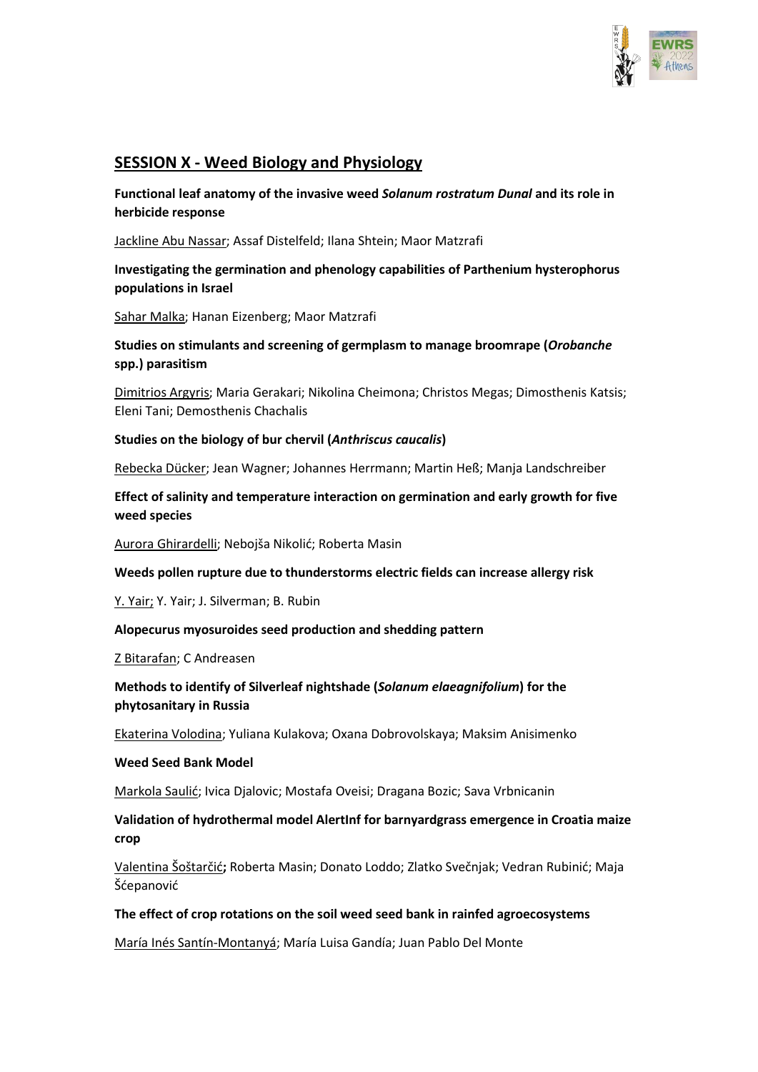## SESSION X - Weed Biology and Physiology

**Functional leaf anatomy of the invasive weed *Solanum rostratum Dunal* and its role in herbicide response**

Jackline Abu Nassar; Assaf Distelfeld; Ilana Shtein; Maor Matzrafi

**Investigating the germination and phenology capabilities of Parthenium hysterophorus populations in Israel**

Sahar Malka; Hanan Eizenberg; Maor Matzrafi

**Studies on stimulants and screening of germplasm to manage broomrape (*Orobanche* spp.) parasitism**

Dimitrios Argyris; Maria Gerakari; Nikolina Cheimona; Christos Megas; Dimosthenis Katsis; Eleni Tani; Demosthenis Chachalis

**Studies on the biology of bur chervil (*Anthriscus caucalis*)**

Rebecka Dücker; Jean Wagner; Johannes Herrmann; Martin Heß; Manja Landschreiber

**Effect of salinity and temperature interaction on germination and early growth for five weed species**

Aurora Ghirardelli; Nebojša Nikolić; Roberta Masin

**Weeds pollen rupture due to thunderstorms electric fields can increase allergy risk**

Y. Yair; Y. Yair; J. Silverman; B. Rubin

**Alopecurus myosuroides seed production and shedding pattern**

Z Bitarafan; C Andreasen

**Methods to identify of Silverleaf nightshade (*Solanum elaeagnifolium*) for the phytosanitary in Russia**

Ekaterina Volodina; Yuliana Kulakova; Oxana Dobrovolskaya; Maksim Anisimenko

**Weed Seed Bank Model**

Markola Saulić; Ivica Djalovic; Mostafa Oveisi; Dragana Bozic; Sava Vrbnicanin

**Validation of hydrothermal model AlertInf for barnyardgrass emergence in Croatia maize crop**

Valentina Šoštarčić**;** Roberta Masin; Donato Loddo; Zlatko Svečnjak; Vedran Rubinić; Maja Šćepanović

**The effect of crop rotations on the soil weed seed bank in rainfed agroecosystems**

María Inés Santín-Montanyá; María Luisa Gandía; Juan Pablo Del Monte